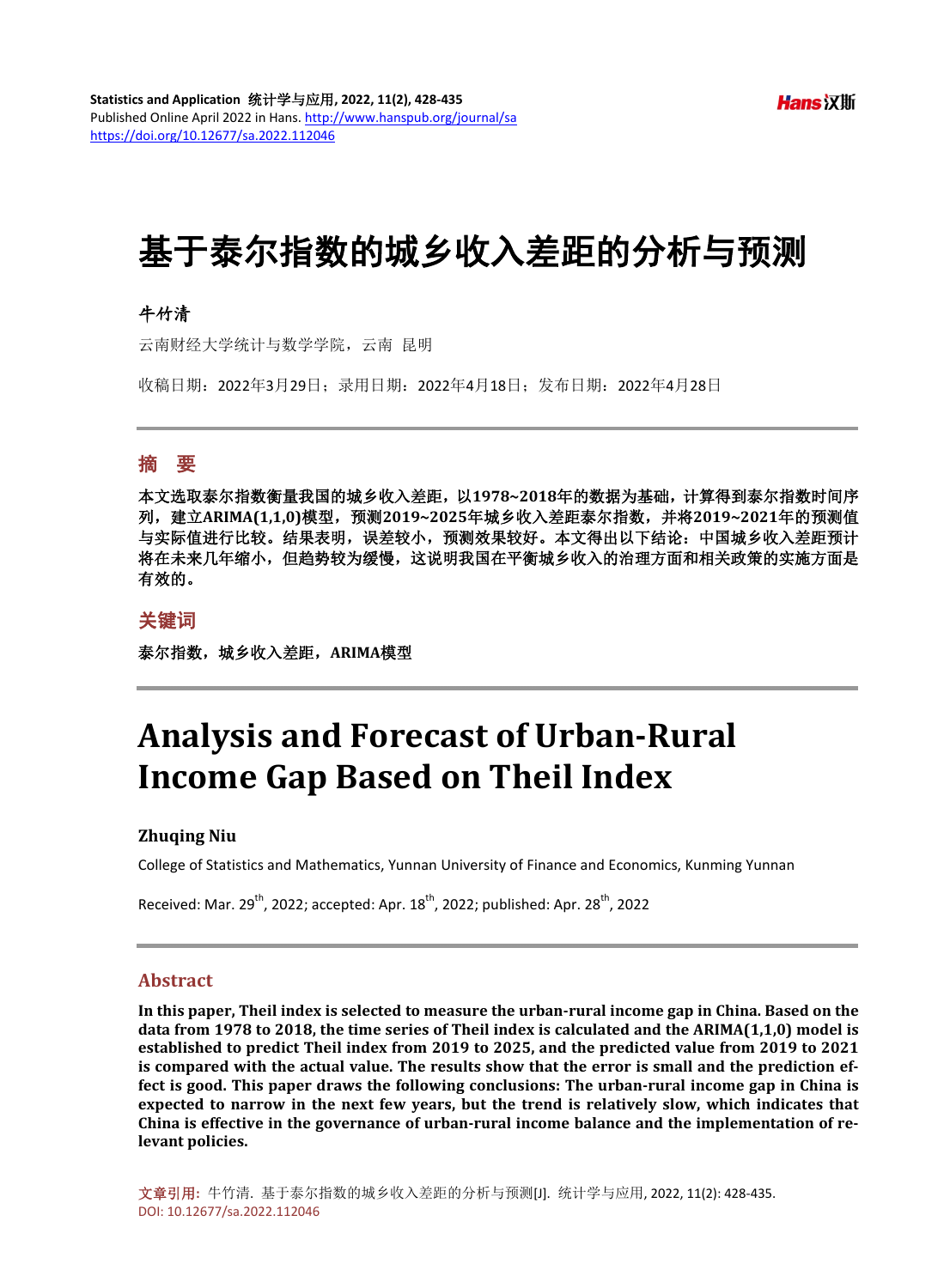# 基于泰尔指数的城乡收入差距的分析与预测

**牛竹清**

云南财经大学统计与数学学院，云南 昆明

收稿日期：2022年3月29日；录用日期：2022年4月18日；发布日期：2022年4月28日

## 摘 要

**本文选取泰尔指数衡量我国的城乡收入差距，以1978~2018年的数据为基础，计算得到泰尔指数时间序列，建立ARIMA(1,1,0)模型，预测2019~2025年城乡收入差距泰尔指数，并将2019~2021年的预测值与实际值进行比较。结果表明，误差较小，预测效果较好。本文得出以下结论：中国城乡收入差距预计将在未来几年缩小，但趋势较为缓慢，这说明我国在平衡城乡收入的治理方面和相关政策的实施方面是有效的。**

## 关键词

**泰尔指数，城乡收入差距，ARIMA模型**

# Analysis and Forecast of Urban-Rural Income Gap Based on Theil Index

**Zhuqing Niu**

College of Statistics and Mathematics, Yunnan University of Finance and Economics, Kunming Yunnan

Received: Mar. 29th, 2022; accepted: Apr. 18th, 2022; published: Apr. 28th, 2022

## Abstract

**In this paper, Theil index is selected to measure the urban-rural income gap in China. Based on the data from 1978 to 2018, the time series of Theil index is calculated and the ARIMA(1,1,0) model is established to predict Theil index from 2019 to 2025, and the predicted value from 2019 to 2021 is compared with the actual value. The results show that the error is small and the prediction effect is good. This paper draws the following conclusions: The urban-rural income gap in China is expected to narrow in the next few years, but the trend is relatively slow, which indicates that China is effective in the governance of urban-rural income balance and the implementation of relevant policies.**

**文章引用:** 牛竹清. 基于泰尔指数的城乡收入差距的分析与预测[J]. 统计学与应用, 2022, 11(2): 428-435. DOI: 10.12677/sa.2022.112046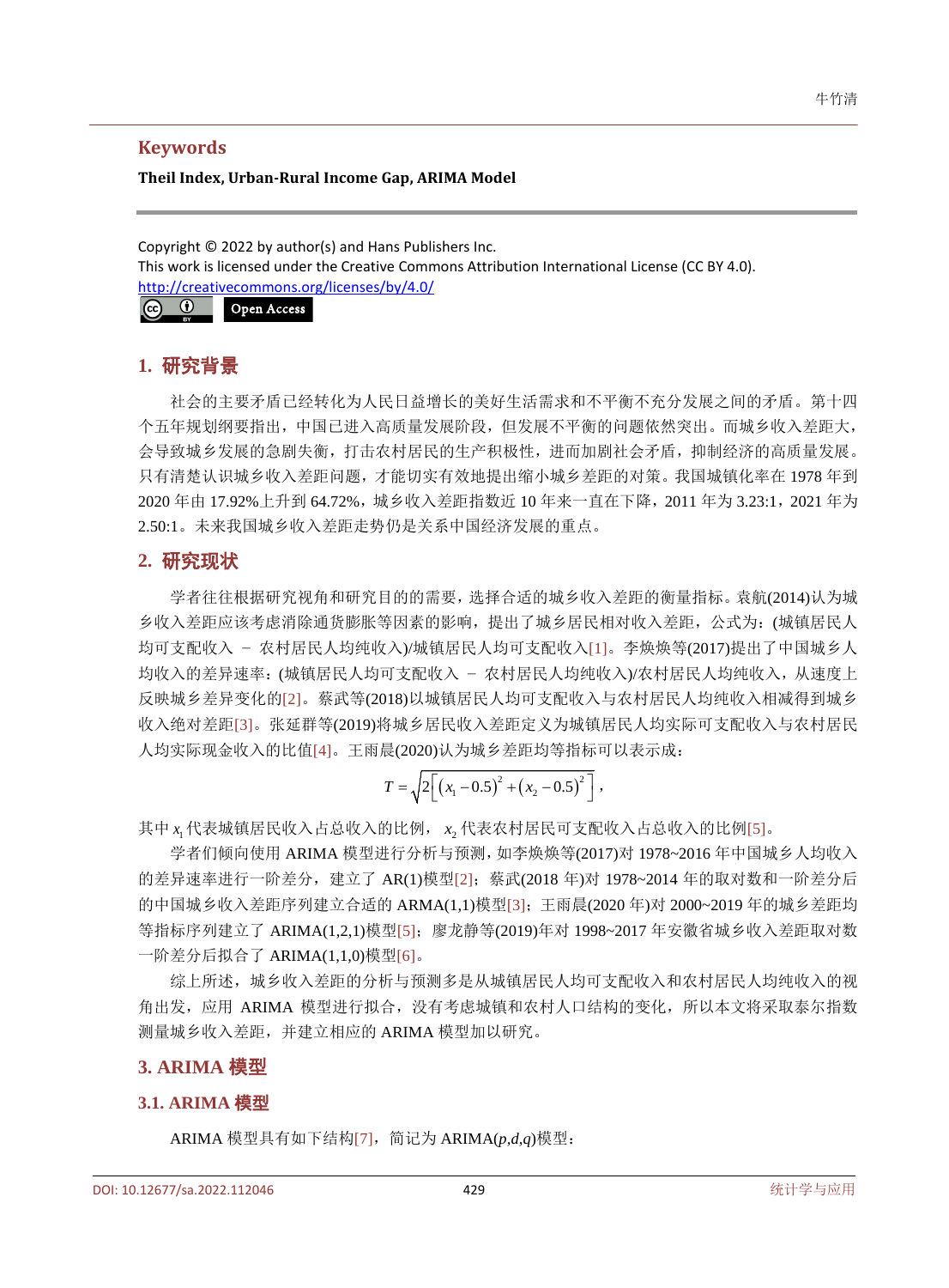## Keywords

**Theil Index, Urban-Rural Income Gap, ARIMA Model**

Copyright © 2022 by author(s) and Hans Publishers Inc.
This work is licensed under the Creative Commons Attribution International License (CC BY 4.0).
http://creativecommons.org/licenses/by/4.0/

Open Access

## 1. 研究背景

社会的主要矛盾已经转化为人民日益增长的美好生活需求和不平衡不充分发展之间的矛盾。第十四个五年规划纲要指出，中国已进入高质量发展阶段，但发展不平衡的问题依然突出。而城乡收入差距大，会导致城乡发展的急剧失衡，打击农村居民的生产积极性，进而加剧社会矛盾，抑制经济的高质量发展。只有清楚认识城乡收入差距问题，才能切实有效地提出缩小城乡差距的对策。我国城镇化率在 1978 年到 2020 年由 17.92%上升到 64.72%，城乡收入差距指数近 10 年来一直在下降，2011 年为 3.23:1，2021 年为 2.50:1。未来我国城乡收入差距走势仍是关系中国经济发展的重点。

## 2. 研究现状

学者往往根据研究视角和研究目的的需要，选择合适的城乡收入差距的衡量指标。袁航(2014)认为城乡收入差距应该考虑消除通货膨胀等因素的影响，提出了城乡居民相对收入差距，公式为：(城镇居民人均可支配收入 − 农村居民人均纯收入)/城镇居民人均可支配收入[1]。李焕焕等(2017)提出了中国城乡人均收入的差异速率：(城镇居民人均可支配收入 − 农村居民人均纯收入)/农村居民人均纯收入，从速度上反映城乡差异变化的[2]。蔡武等(2018)以城镇居民人均可支配收入与农村居民人均纯收入相减得到城乡收入绝对差距[3]。张延群等(2019)将城乡居民收入差距定义为城镇居民人均实际可支配收入与农村居民人均实际现金收入的比值[4]。王雨晨(2020)认为城乡差距均等指标可以表示成：

$$T=\sqrt{2\left[\left(x_1-0.5\right)^2+\left(x_2-0.5\right)^2\right]},$$

其中 $x_1$ 代表城镇居民收入占总收入的比例， $x_2$ 代表农村居民可支配收入占总收入的比例[5]。

学者们倾向使用 ARIMA 模型进行分析与预测，如李焕焕等(2017)对 1978~2016 年中国城乡人均收入的差异速率进行一阶差分，建立了 AR(1)模型[2]；蔡武(2018 年)对 1978~2014 年的取对数和一阶差分后的中国城乡收入差距序列建立合适的 ARMA(1,1)模型[3]；王雨晨(2020 年)对 2000~2019 年的城乡差距均等指标序列建立了 ARIMA(1,2,1)模型[5]；廖龙静等(2019)年对 1998~2017 年安徽省城乡收入差距取对数一阶差分后拟合了 ARIMA(1,1,0)模型[6]。

综上所述，城乡收入差距的分析与预测多是从城镇居民人均可支配收入和农村居民人均纯收入的视角出发，应用 ARIMA 模型进行拟合，没有考虑城镇和农村人口结构的变化，所以本文将采取泰尔指数测量城乡收入差距，并建立相应的 ARIMA 模型加以研究。

## 3. ARIMA 模型

### 3.1. ARIMA 模型

ARIMA 模型具有如下结构[7]，简记为 ARIMA($p$,$d$,$q$)模型：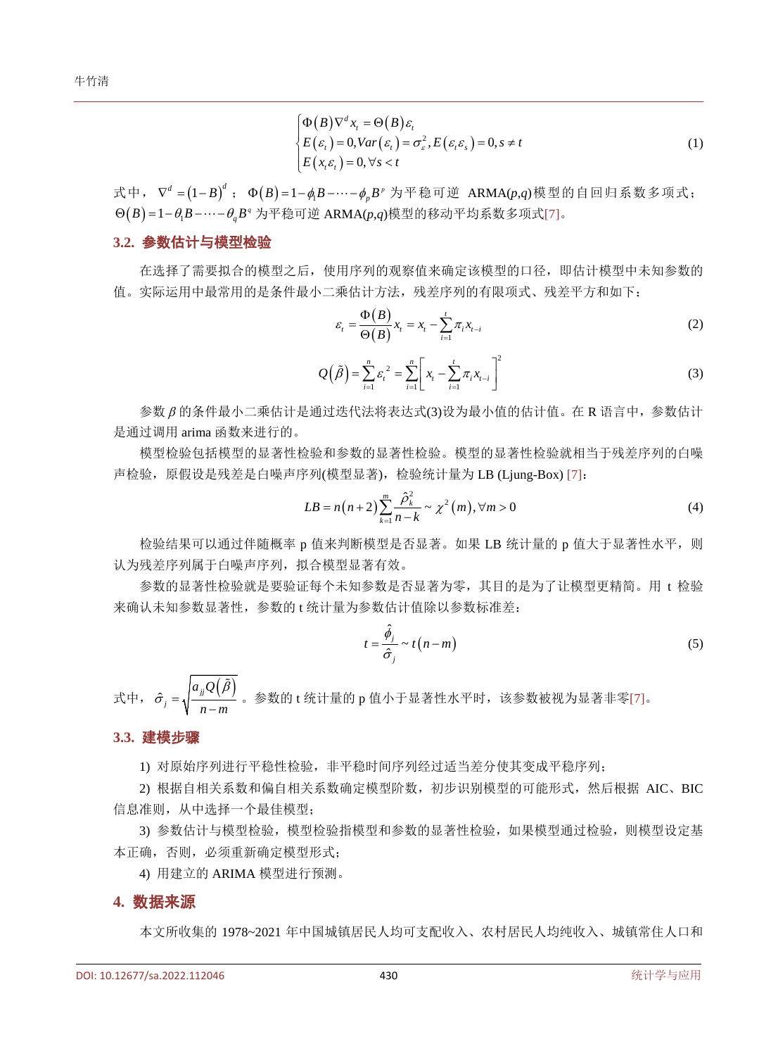$$
\begin{cases} \Phi(B)\nabla^d x_t = \Theta(B)\varepsilon_t \\ E(\varepsilon_t)=0, Var(\varepsilon_t)=\sigma_\varepsilon^2, E(\varepsilon_t\varepsilon_s)=0, s\neq t \\ E(x_s\varepsilon_t)=0, \forall s<t \end{cases} \tag{1}
$$

式中，$\nabla^d = (1-B)^d$；$\Phi(B)=1-\phi_1 B-\cdots-\phi_p B^p$ 为平稳可逆 ARMA($p,q$)模型的自回归系数多项式；$\Theta(B)=1-\theta_1 B-\cdots-\theta_q B^q$ 为平稳可逆 ARMA($p,q$)模型的移动平均系数多项式[7]。

### 3.2. 参数估计与模型检验

在选择了需要拟合的模型之后，使用序列的观察值来确定该模型的口径，即估计模型中未知参数的值。实际运用中最常用的是条件最小二乘估计方法，残差序列的有限项式、残差平方和如下：

$$
\varepsilon_t = \frac{\Phi(B)}{\Theta(B)}x_t = x_t - \sum_{i=1}^{t}\pi_i x_{t-i} \tag{2}
$$

$$
Q(\tilde{\beta}) = \sum_{i=1}^{n}\varepsilon_t^{\,2} = \sum_{i=1}^{n}\left[x_t - \sum_{i=1}^{t}\pi_i x_{t-i}\right]^2 \tag{3}
$$

参数 $\beta$ 的条件最小二乘估计是通过迭代法将表达式(3)设为最小值的估计值。在 R 语言中，参数估计是通过调用 arima 函数来进行的。

模型检验包括模型的显著性检验和参数的显著性检验。模型的显著性检验就相当于残差序列的白噪声检验，原假设是残差是白噪声序列(模型显著)，检验统计量为 LB (Ljung-Box) [7]：

$$
LB = n(n+2)\sum_{k=1}^{m}\frac{\hat{\rho}_k^2}{n-k} \sim \chi^2(m), \forall m>0 \tag{4}
$$

检验结果可以通过伴随概率 p 值来判断模型是否显著。如果 LB 统计量的 p 值大于显著性水平，则认为残差序列属于白噪声序列，拟合模型显著有效。

参数的显著性检验就是要验证每个未知参数是否显著为零，其目的是为了让模型更精简。用 t 检验来确认未知参数显著性，参数的 t 统计量为参数估计值除以参数标准差：

$$
t = \frac{\hat{\phi}_j}{\hat{\sigma}_j} \sim t(n-m) \tag{5}
$$

式中，$\hat{\sigma}_j = \sqrt{\dfrac{a_{jj}Q(\tilde{\beta})}{n-m}}$。参数的 t 统计量的 p 值小于显著性水平时，该参数被视为显著非零[7]。

### 3.3. 建模步骤

1) 对原始序列进行平稳性检验，非平稳时间序列经过适当差分使其变成平稳序列；

2) 根据自相关系数和偏自相关系数确定模型阶数，初步识别模型的可能形式，然后根据 AIC、BIC 信息准则，从中选择一个最佳模型；

3) 参数估计与模型检验，模型检验指模型和参数的显著性检验，如果模型通过检验，则模型设定基本正确，否则，必须重新确定模型形式；

4) 用建立的 ARIMA 模型进行预测。

## 4. 数据来源

本文所收集的 1978~2021 年中国城镇居民人均可支配收入、农村居民人均纯收入、城镇常住人口和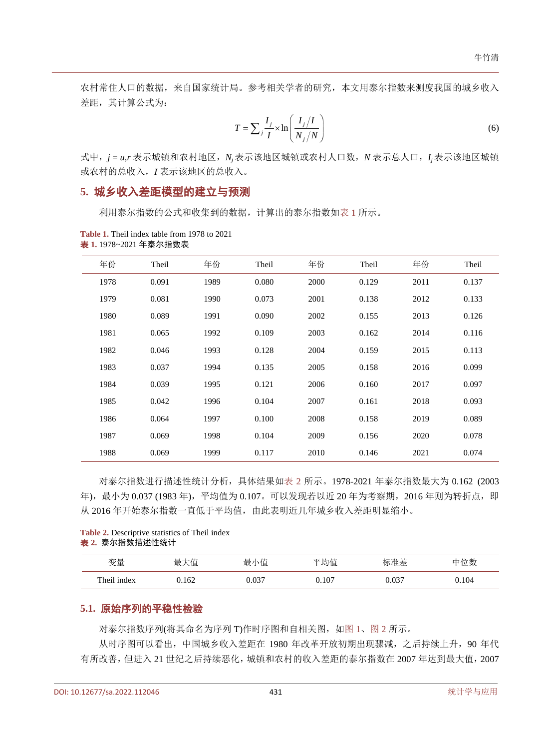农村常住人口的数据，来自国家统计局。参考相关学者的研究，本文用泰尔指数来测度我国的城乡收入差距，其计算公式为：

$$T = \sum_j \frac{I_j}{I} \times \ln\left(\frac{I_j/I}{N_j/N}\right) \tag{6}$$

式中，$j = u,r$ 表示城镇和农村地区，$N_j$ 表示该地区城镇或农村人口数，$N$ 表示总人口，$I_j$ 表示该地区城镇或农村的总收入，$I$ 表示该地区的总收入。

## 5. 城乡收入差距模型的建立与预测

利用泰尔指数的公式和收集到的数据，计算出的泰尔指数如表 1 所示。

**Table 1.** Theil index table from 1978 to 2021
**表 1.** 1978~2021 年泰尔指数表

| 年份 | Theil | 年份 | Theil | 年份 | Theil | 年份 | Theil |
|---|---|---|---|---|---|---|---|
| 1978 | 0.091 | 1989 | 0.080 | 2000 | 0.129 | 2011 | 0.137 |
| 1979 | 0.081 | 1990 | 0.073 | 2001 | 0.138 | 2012 | 0.133 |
| 1980 | 0.089 | 1991 | 0.090 | 2002 | 0.155 | 2013 | 0.126 |
| 1981 | 0.065 | 1992 | 0.109 | 2003 | 0.162 | 2014 | 0.116 |
| 1982 | 0.046 | 1993 | 0.128 | 2004 | 0.159 | 2015 | 0.113 |
| 1983 | 0.037 | 1994 | 0.135 | 2005 | 0.158 | 2016 | 0.099 |
| 1984 | 0.039 | 1995 | 0.121 | 2006 | 0.160 | 2017 | 0.097 |
| 1985 | 0.042 | 1996 | 0.104 | 2007 | 0.161 | 2018 | 0.093 |
| 1986 | 0.064 | 1997 | 0.100 | 2008 | 0.158 | 2019 | 0.089 |
| 1987 | 0.069 | 1998 | 0.104 | 2009 | 0.156 | 2020 | 0.078 |
| 1988 | 0.069 | 1999 | 0.117 | 2010 | 0.146 | 2021 | 0.074 |

对泰尔指数进行描述性统计分析，具体结果如表 2 所示。1978-2021 年泰尔指数最大为 0.162 (2003 年)，最小为 0.037 (1983 年)，平均值为 0.107。可以发现若以近 20 年为考察期，2016 年则为转折点，即从 2016 年开始泰尔指数一直低于平均值，由此表明近几年城乡收入差距明显缩小。

**Table 2.** Descriptive statistics of Theil index
**表 2.** 泰尔指数描述性统计

| 变量 | 最大值 | 最小值 | 平均值 | 标准差 | 中位数 |
|---|---|---|---|---|---|
| Theil index | 0.162 | 0.037 | 0.107 | 0.037 | 0.104 |

### 5.1. 原始序列的平稳性检验

对泰尔指数序列(将其命名为序列 T)作时序图和自相关图，如图 1、图 2 所示。

从时序图可以看出，中国城乡收入差距在 1980 年改革开放初期出现骤减，之后持续上升，90 年代有所改善，但进入 21 世纪之后持续恶化，城镇和农村的收入差距的泰尔指数在 2007 年达到最大值，2007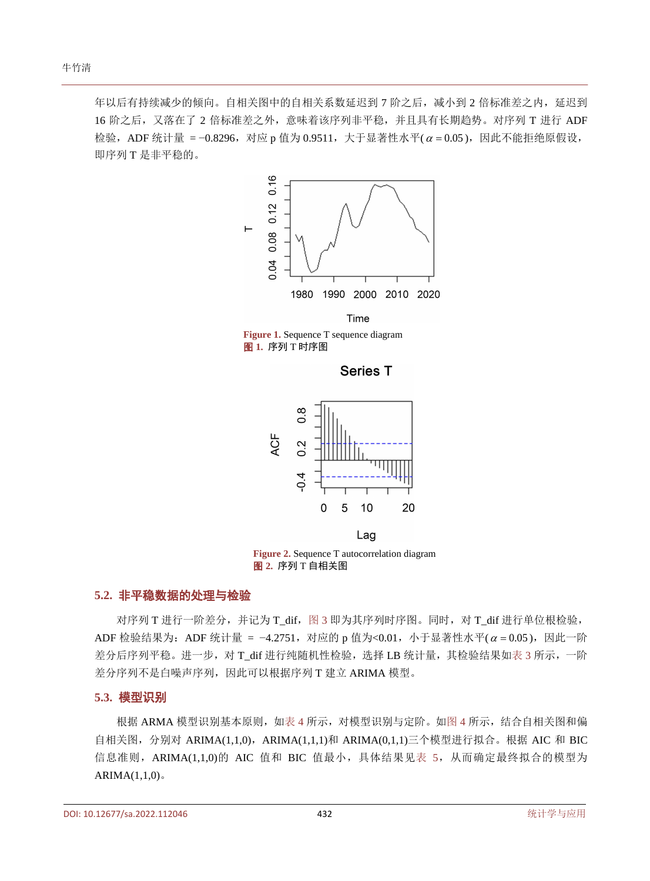年以后有持续减少的倾向。自相关图中的自相关系数延迟到 7 阶之后，减小到 2 倍标准差之内，延迟到 16 阶之后，又落在了 2 倍标准差之外，意味着该序列非平稳，并且具有长期趋势。对序列 T 进行 ADF 检验，ADF 统计量 = −0.8296，对应 p 值为 0.9511，大于显著性水平( $\alpha = 0.05$ )，因此不能拒绝原假设，即序列 T 是非平稳的。

**Figure 1.** Sequence T sequence diagram
**图 1.** 序列 T 时序图

**Figure 2.** Sequence T autocorrelation diagram
**图 2.** 序列 T 自相关图

### 5.2. 非平稳数据的处理与检验

对序列 T 进行一阶差分，并记为 T_dif，图 3 即为其序列时序图。同时，对 T_dif 进行单位根检验，ADF 检验结果为：ADF 统计量 = −4.2751，对应的 p 值为<0.01，小于显著性水平( $\alpha = 0.05$ )，因此一阶差分后序列平稳。进一步，对 T_dif 进行纯随机性检验，选择 LB 统计量，其检验结果如表 3 所示，一阶差分序列不是白噪声序列，因此可以根据序列 T 建立 ARIMA 模型。

### 5.3. 模型识别

根据 ARMA 模型识别基本原则，如表 4 所示，对模型识别与定阶。如图 4 所示，结合自相关图和偏自相关图，分别对 ARIMA(1,1,0)，ARIMA(1,1,1)和 ARIMA(0,1,1)三个模型进行拟合。根据 AIC 和 BIC 信息准则，ARIMA(1,1,0)的 AIC 值和 BIC 值最小，具体结果见表 5，从而确定最终拟合的模型为 ARIMA(1,1,0)。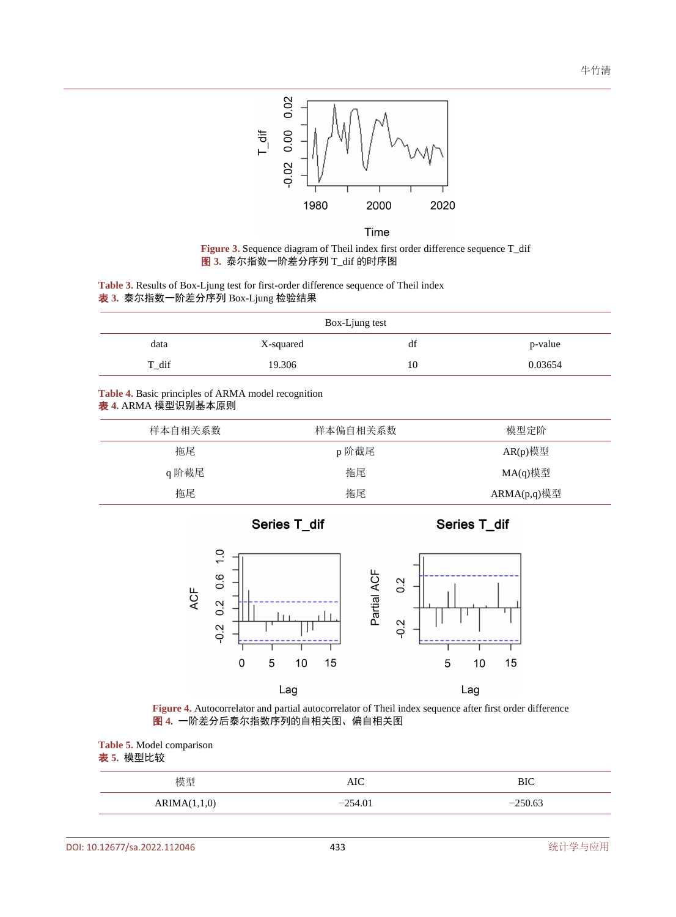**Figure 3.** Sequence diagram of Theil index first order difference sequence T_dif

**图 3.** 泰尔指数一阶差分序列 T_dif 的时序图

**Table 3.** Results of Box-Ljung test for first-order difference sequence of Theil index

**表 3.** 泰尔指数一阶差分序列 Box-Ljung 检验结果

| Box-Ljung test | | | |
|---|---|---|---|
| data | X-squared | df | p-value |
| T_dif | 19.306 | 10 | 0.03654 |

**Table 4.** Basic principles of ARMA model recognition

**表 4.** ARMA 模型识别基本原则

| 样本自相关系数 | 样本偏自相关系数 | 模型定阶 |
|---|---|---|
| 拖尾 | p 阶截尾 | AR(p)模型 |
| q 阶截尾 | 拖尾 | MA(q)模型 |
| 拖尾 | 拖尾 | ARMA(p,q)模型 |

**Figure 4.** Autocorrelator and partial autocorrelator of Theil index sequence after first order difference

**图 4.** 一阶差分后泰尔指数序列的自相关图、偏自相关图

**Table 5.** Model comparison

**表 5.** 模型比较

| 模型 | AIC | BIC |
|---|---|---|
| ARIMA(1,1,0) | −254.01 | −250.63 |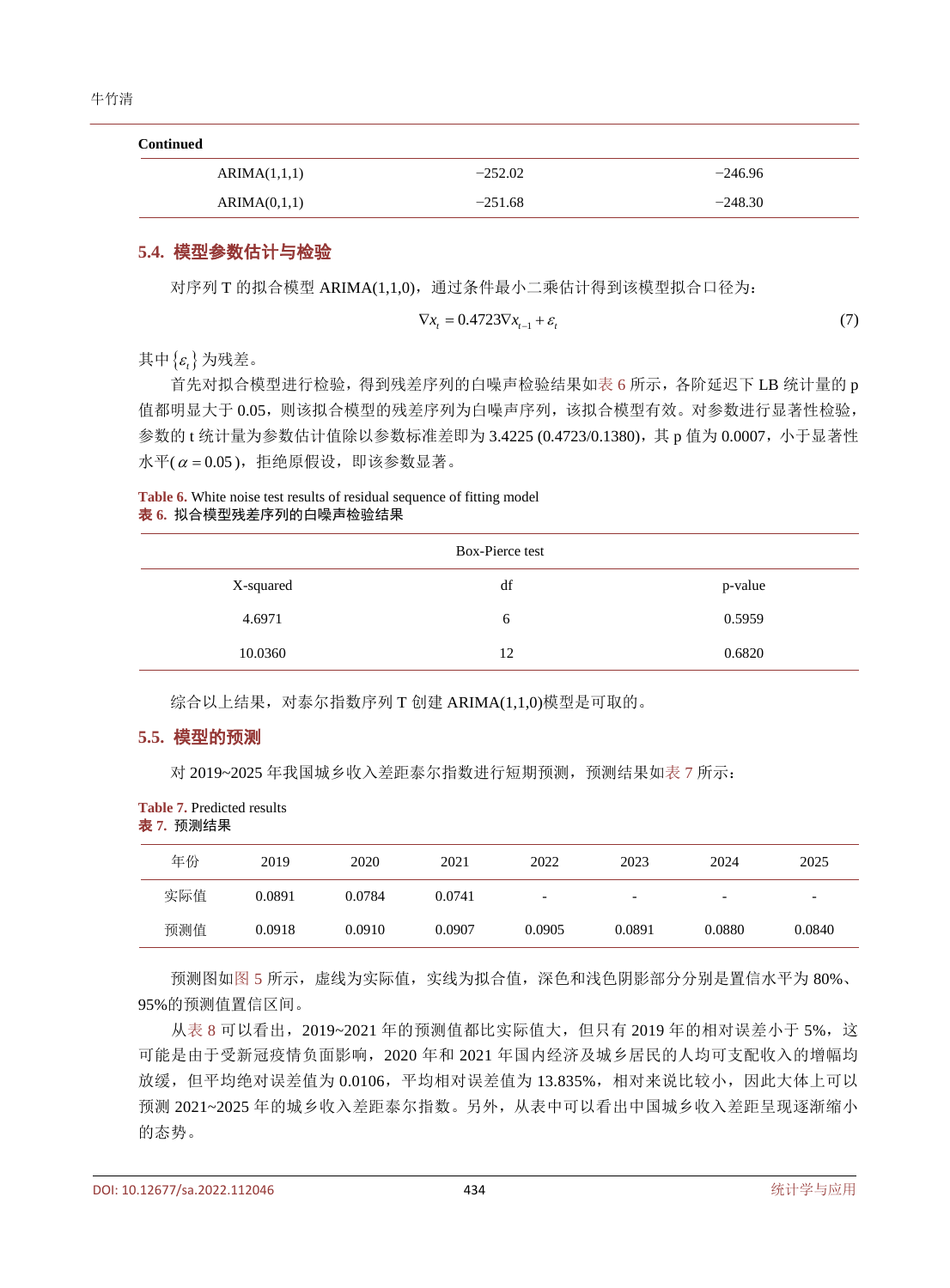**Continued**

| | | |
|---|---|---|
| ARIMA(1,1,1) | −252.02 | −246.96 |
| ARIMA(0,1,1) | −251.68 | −248.30 |

## 5.4. 模型参数估计与检验

对序列 T 的拟合模型 ARIMA(1,1,0)，通过条件最小二乘估计得到该模型拟合口径为：

$$\nabla x_t = 0.4723 \nabla x_{t-1} + \varepsilon_t \tag{7}$$

其中$\{\varepsilon_t\}$为残差。

首先对拟合模型进行检验，得到残差序列的白噪声检验结果如表 6 所示，各阶延迟下 LB 统计量的 p 值都明显大于 0.05，则该拟合模型的残差序列为白噪声序列，该拟合模型有效。对参数进行显著性检验，参数的 t 统计量为参数估计值除以参数标准差即为 3.4225 (0.4723/0.1380)，其 p 值为 0.0007，小于显著性水平($\alpha = 0.05$)，拒绝原假设，即该参数显著。

**Table 6.** White noise test results of residual sequence of fitting model
**表 6.** 拟合模型残差序列的白噪声检验结果

| Box-Pierce test | | |
|---|---|---|
| X-squared | df | p-value |
| 4.6971 | 6 | 0.5959 |
| 10.0360 | 12 | 0.6820 |

综合以上结果，对泰尔指数序列 T 创建 ARIMA(1,1,0)模型是可取的。

## 5.5. 模型的预测

对 2019~2025 年我国城乡收入差距泰尔指数进行短期预测，预测结果如表 7 所示：

**Table 7.** Predicted results
**表 7.** 预测结果

| 年份 | 2019 | 2020 | 2021 | 2022 | 2023 | 2024 | 2025 |
|---|---|---|---|---|---|---|---|
| 实际值 | 0.0891 | 0.0784 | 0.0741 | - | - | - | - |
| 预测值 | 0.0918 | 0.0910 | 0.0907 | 0.0905 | 0.0891 | 0.0880 | 0.0840 |

预测图如图 5 所示，虚线为实际值，实线为拟合值，深色和浅色阴影部分分别是置信水平为 80%、95%的预测值置信区间。

从表 8 可以看出，2019~2021 年的预测值都比实际值大，但只有 2019 年的相对误差小于 5%，这可能是由于受新冠疫情负面影响，2020 年和 2021 年国内经济及城乡居民的人均可支配收入的增幅均放缓，但平均绝对误差值为 0.0106，平均相对误差值为 13.835%，相对来说比较小，因此大体上可以预测 2021~2025 年的城乡收入差距泰尔指数。另外，从表中可以看出中国城乡收入差距呈现逐渐缩小的态势。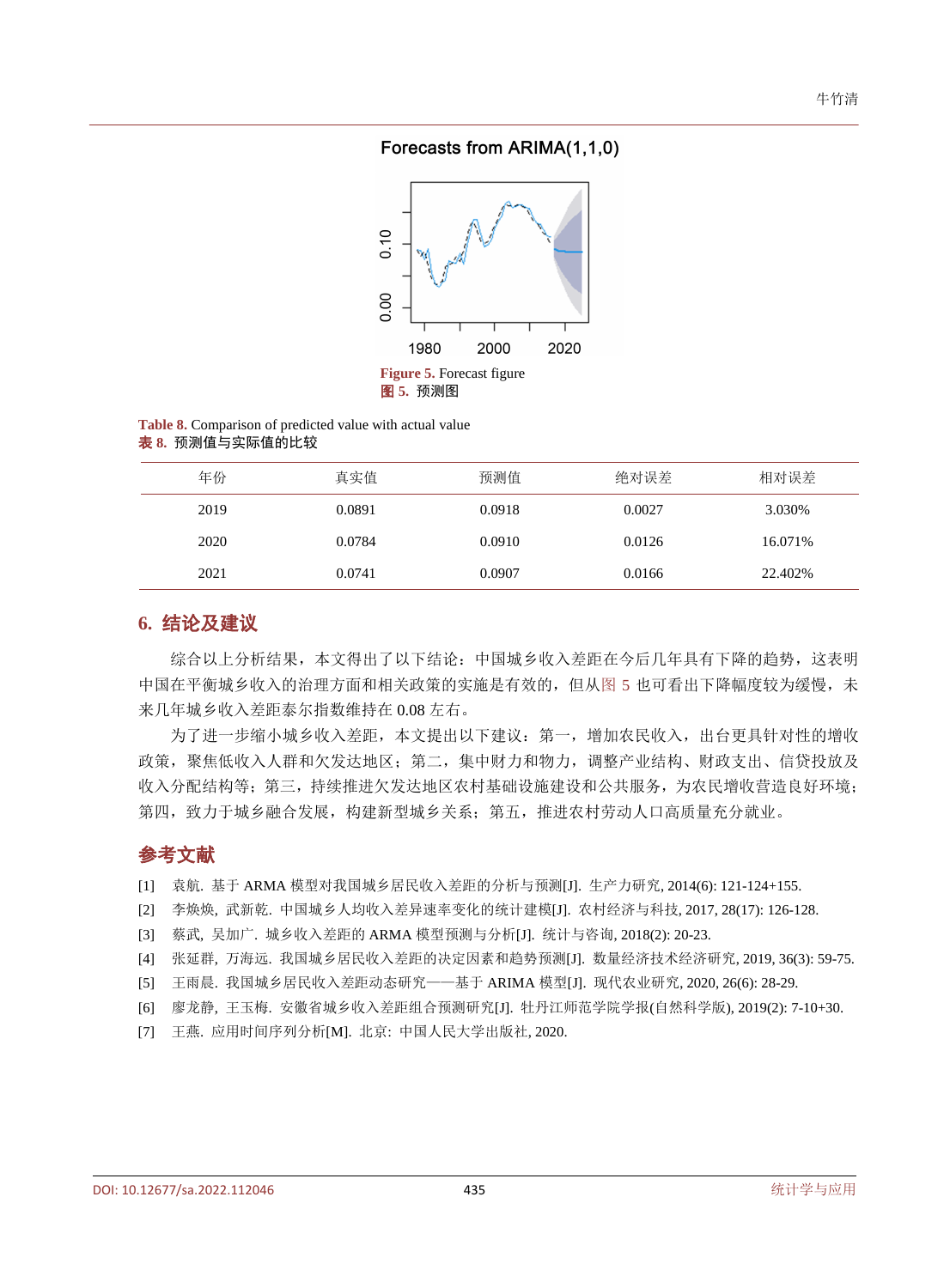Forecasts from ARIMA(1,1,0)

0.00
0.10
1980
2000
2020

Figure 5. Forecast figure
图 5. 预测图

Table 8. Comparison of predicted value with actual value
表 8. 预测值与实际值的比较

| 年份 | 真实值 | 预测值 | 绝对误差 | 相对误差 |
| --- | --- | --- | --- | --- |
| 2019 | 0.0891 | 0.0918 | 0.0027 | 3.030% |
| 2020 | 0.0784 | 0.0910 | 0.0126 | 16.071% |
| 2021 | 0.0741 | 0.0907 | 0.0166 | 22.402% |

## 6. 结论及建议

综合以上分析结果，本文得出了以下结论：中国城乡收入差距在今后几年具有下降的趋势，这表明中国在平衡城乡收入的治理方面和相关政策的实施是有效的，但从图 5 也可看出下降幅度较为缓慢，未来几年城乡收入差距泰尔指数维持在 0.08 左右。

为了进一步缩小城乡收入差距，本文提出以下建议：第一，增加农民收入，出台更具针对性的增收政策，聚焦低收入人群和欠发达地区；第二，集中财力和物力，调整产业结构、财政支出、信贷投放及收入分配结构等；第三，持续推进欠发达地区农村基础设施建设和公共服务，为农民增收营造良好环境；第四，致力于城乡融合发展，构建新型城乡关系；第五，推进农村劳动人口高质量充分就业。

## 参考文献

[1] 袁航. 基于 ARMA 模型对我国城乡居民收入差距的分析与预测[J]. 生产力研究, 2014(6): 121-124+155.

[2] 李焕焕, 武新乾. 中国城乡人均收入差异速率变化的统计建模[J]. 农村经济与科技, 2017, 28(17): 126-128.

[3] 蔡武, 吴加广. 城乡收入差距的 ARMA 模型预测与分析[J]. 统计与咨询, 2018(2): 20-23.

[4] 张延群, 万海远. 我国城乡居民收入差距的决定因素和趋势预测[J]. 数量经济技术经济研究, 2019, 36(3): 59-75.

[5] 王雨晨. 我国城乡居民收入差距动态研究——基于 ARIMA 模型[J]. 现代农业研究, 2020, 26(6): 28-29.

[6] 廖龙静, 王玉梅. 安徽省城乡收入差距组合预测研究[J]. 牡丹江师范学院学报(自然科学版), 2019(2): 7-10+30.

[7] 王燕. 应用时间序列分析[M]. 北京: 中国人民大学出版社, 2020.